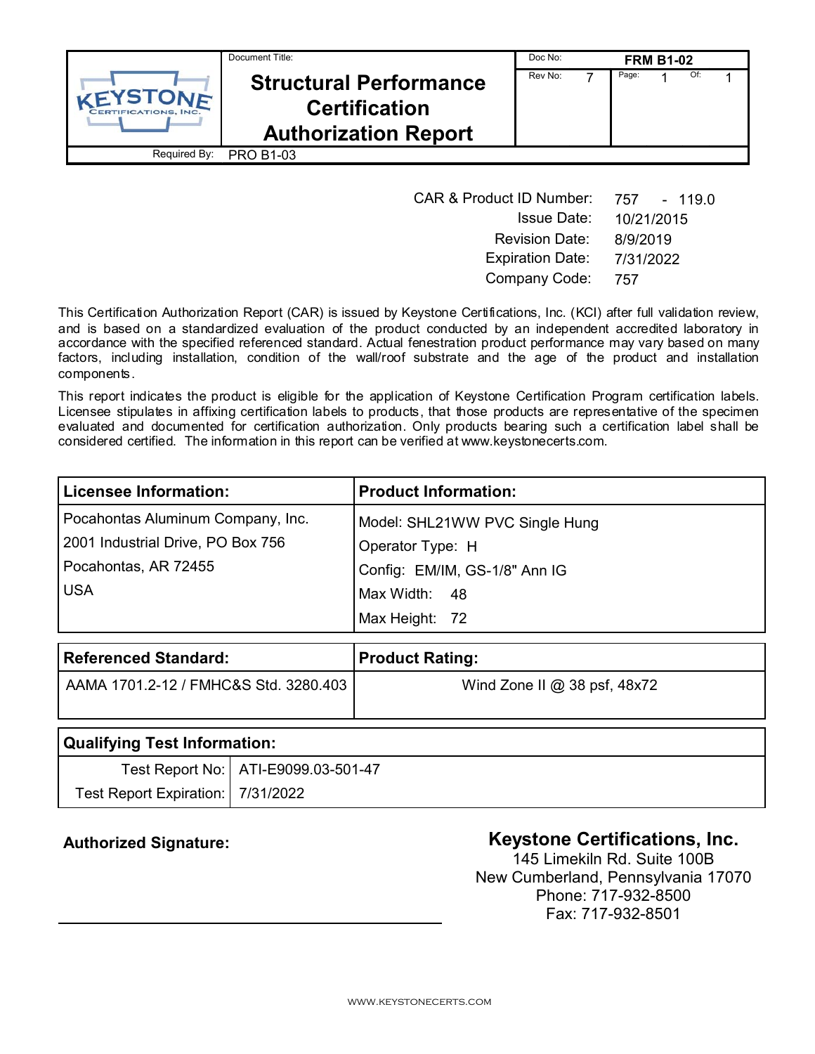| KEYSTONE CERTIFICATIONS, INC. | Document Title: **Structural Performance Certification Authorization Report** | Doc No: **FRM B1-02** | |
|---|---|---|---|
| | | Rev No: 7 | Page: 1 Of: 1 |
| Required By: | PRO B1-03 | | |

| | |
|---|---|
| CAR & Product ID Number: | 757 - 119.0 |
| Issue Date: | 10/21/2015 |
| Revision Date: | 8/9/2019 |
| Expiration Date: | 7/31/2022 |
| Company Code: | 757 |

This Certification Authorization Report (CAR) is issued by Keystone Certifications, Inc. (KCI) after full validation review, and is based on a standardized evaluation of the product conducted by an independent accredited laboratory in accordance with the specified referenced standard. Actual fenestration product performance may vary based on many factors, including installation, condition of the wall/roof substrate and the age of the product and installation components.

This report indicates the product is eligible for the application of Keystone Certification Program certification labels. Licensee stipulates in affixing certification labels to products, that those products are representative of the specimen evaluated and documented for certification authorization. Only products bearing such a certification label shall be considered certified. The information in this report can be verified at www.keystonecerts.com.

| **Licensee Information:** | **Product Information:** |
|---|---|
| Pocahontas Aluminum Company, Inc. | Model: SHL21WW PVC Single Hung |
| 2001 Industrial Drive, PO Box 756 | Operator Type: H |
| Pocahontas, AR 72455 | Config: EM/IM, GS-1/8" Ann IG |
| USA | Max Width: 48 |
| | Max Height: 72 |

| **Referenced Standard:** | **Product Rating:** |
|---|---|
| AAMA 1701.2-12 / FMHC&S Std. 3280.403 | Wind Zone II @ 38 psf, 48x72 |

| **Qualifying Test Information:** | |
|---|---|
| Test Report No: | ATI-E9099.03-501-47 |
| Test Report Expiration: | 7/31/2022 |

**Authorized Signature:**

**Keystone Certifications, Inc.**
145 Limekiln Rd. Suite 100B
New Cumberland, Pennsylvania 17070
Phone: 717-932-8500
Fax: 717-932-8501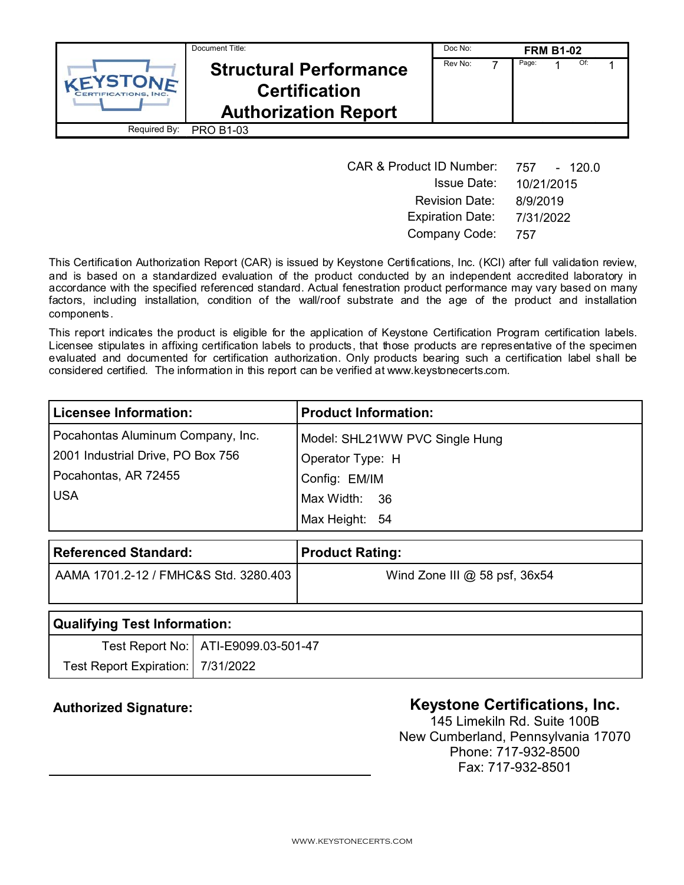| KEYSTONE CERTIFICATIONS, INC. | Document Title: **Structural Performance Certification Authorization Report** | Doc No: **FRM B1-02** | |
|---|---|---|---|
| | | Rev No: 7 | Page: 1 Of: 1 |
| Required By: | PRO B1-03 | | |

| | |
|---|---|
| CAR & Product ID Number: | 757 - 120.0 |
| Issue Date: | 10/21/2015 |
| Revision Date: | 8/9/2019 |
| Expiration Date: | 7/31/2022 |
| Company Code: | 757 |

This Certification Authorization Report (CAR) is issued by Keystone Certifications, Inc. (KCI) after full validation review, and is based on a standardized evaluation of the product conducted by an independent accredited laboratory in accordance with the specified referenced standard. Actual fenestration product performance may vary based on many factors, including installation, condition of the wall/roof substrate and the age of the product and installation components.

This report indicates the product is eligible for the application of Keystone Certification Program certification labels. Licensee stipulates in affixing certification labels to products, that those products are representative of the specimen evaluated and documented for certification authorization. Only products bearing such a certification label shall be considered certified. The information in this report can be verified at www.keystonecerts.com.

| **Licensee Information:** | **Product Information:** |
|---|---|
| Pocahontas Aluminum Company, Inc.<br>2001 Industrial Drive, PO Box 756<br>Pocahontas, AR 72455<br>USA | Model: SHL21WW PVC Single Hung<br>Operator Type: H<br>Config: EM/IM<br>Max Width: 36<br>Max Height: 54 |

| **Referenced Standard:** | **Product Rating:** |
|---|---|
| AAMA 1701.2-12 / FMHC&S Std. 3280.403 | Wind Zone III @ 58 psf, 36x54 |

| **Qualifying Test Information:** | |
|---|---|
| Test Report No: | ATI-E9099.03-501-47 |
| Test Report Expiration: | 7/31/2022 |

**Authorized Signature:**

**Keystone Certifications, Inc.**
145 Limekiln Rd. Suite 100B
New Cumberland, Pennsylvania 17070
Phone: 717-932-8500
Fax: 717-932-8501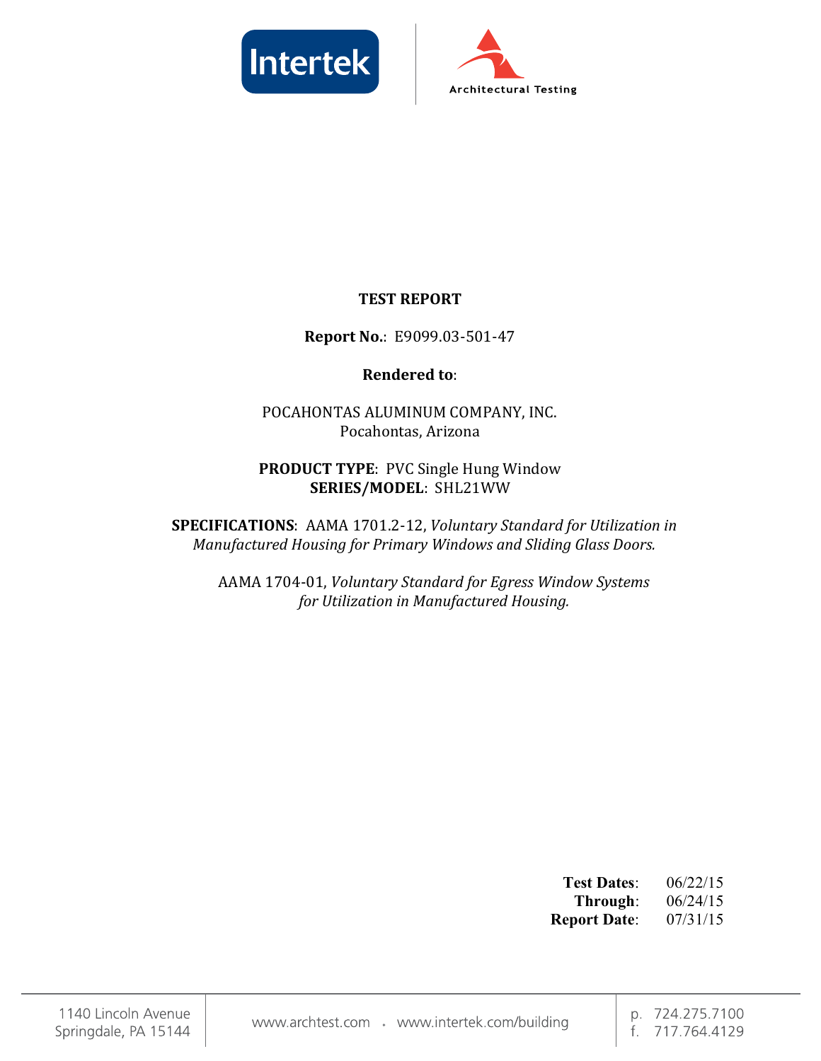# TEST REPORT

**Report No.**: E9099.03-501-47

**Rendered to**:

POCAHONTAS ALUMINUM COMPANY, INC.
Pocahontas, Arizona

**PRODUCT TYPE**: PVC Single Hung Window
**SERIES/MODEL**: SHL21WW

**SPECIFICATIONS**: AAMA 1701.2-12, *Voluntary Standard for Utilization in Manufactured Housing for Primary Windows and Sliding Glass Doors.*

AAMA 1704-01, *Voluntary Standard for Egress Window Systems for Utilization in Manufactured Housing.*

**Test Dates**: 06/22/15
**Through**: 06/24/15
**Report Date**: 07/31/15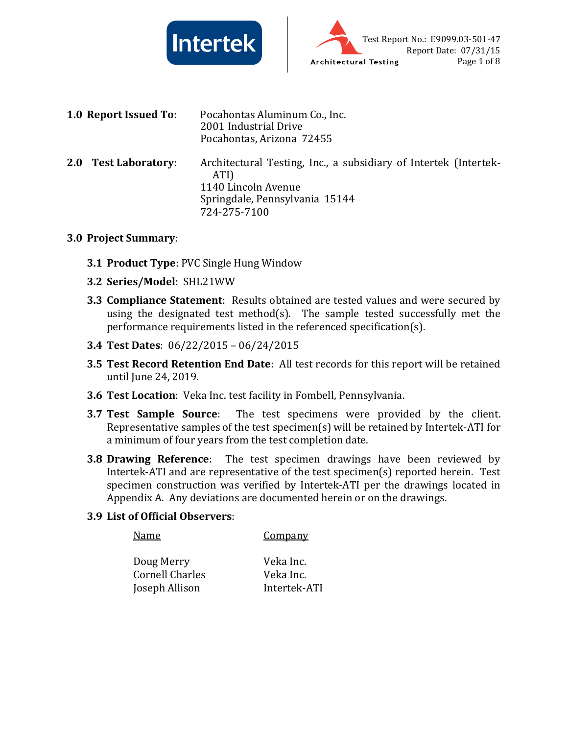**1.0 Report Issued To**: Pocahontas Aluminum Co., Inc.
2001 Industrial Drive
Pocahontas, Arizona 72455

**2.0 Test Laboratory**: Architectural Testing, Inc., a subsidiary of Intertek (Intertek-ATI)
1140 Lincoln Avenue
Springdale, Pennsylvania 15144
724-275-7100

**3.0 Project Summary**:

**3.1 Product Type**: PVC Single Hung Window

**3.2 Series/Model**: SHL21WW

**3.3 Compliance Statement**: Results obtained are tested values and were secured by using the designated test method(s). The sample tested successfully met the performance requirements listed in the referenced specification(s).

**3.4 Test Dates**: 06/22/2015 – 06/24/2015

**3.5 Test Record Retention End Date**: All test records for this report will be retained until June 24, 2019.

**3.6 Test Location**: Veka Inc. test facility in Fombell, Pennsylvania.

**3.7 Test Sample Source**: The test specimens were provided by the client. Representative samples of the test specimen(s) will be retained by Intertek-ATI for a minimum of four years from the test completion date.

**3.8 Drawing Reference**: The test specimen drawings have been reviewed by Intertek-ATI and are representative of the test specimen(s) reported herein. Test specimen construction was verified by Intertek-ATI per the drawings located in Appendix A. Any deviations are documented herein or on the drawings.

**3.9 List of Official Observers**:

| Name | Company |
|---|---|
| Doug Merry | Veka Inc. |
| Cornell Charles | Veka Inc. |
| Joseph Allison | Intertek-ATI |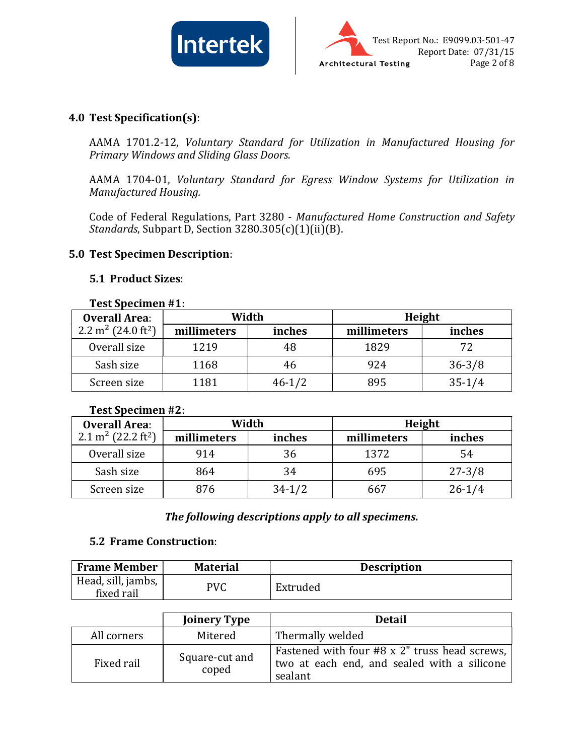## 4.0 Test Specification(s):

AAMA 1701.2-12, *Voluntary Standard for Utilization in Manufactured Housing for Primary Windows and Sliding Glass Doors.*

AAMA 1704-01, *Voluntary Standard for Egress Window Systems for Utilization in Manufactured Housing.*

Code of Federal Regulations, Part 3280 - *Manufactured Home Construction and Safety Standards*, Subpart D, Section 3280.305(c)(1)(ii)(B).

## 5.0 Test Specimen Description:

### 5.1 Product Sizes:

**Test Specimen #1:**

| Overall Area: 2.2 $m^2$ (24.0 $ft^2$) | Width | | Height | |
|---|---|---|---|---|
| | millimeters | inches | millimeters | inches |
| Overall size | 1219 | 48 | 1829 | 72 |
| Sash size | 1168 | 46 | 924 | 36-3/8 |
| Screen size | 1181 | 46-1/2 | 895 | 35-1/4 |

**Test Specimen #2:**

| Overall Area: 2.1 $m^2$ (22.2 $ft^2$) | Width | | Height | |
|---|---|---|---|---|
| | millimeters | inches | millimeters | inches |
| Overall size | 914 | 36 | 1372 | 54 |
| Sash size | 864 | 34 | 695 | 27-3/8 |
| Screen size | 876 | 34-1/2 | 667 | 26-1/4 |

***The following descriptions apply to all specimens.***

### 5.2 Frame Construction:

| Frame Member | Material | Description |
|---|---|---|
| Head, sill, jambs, fixed rail | PVC | Extruded |

| | Joinery Type | Detail |
|---|---|---|
| All corners | Mitered | Thermally welded |
| Fixed rail | Square-cut and coped | Fastened with four #8 x 2" truss head screws, two at each end, and sealed with a silicone sealant |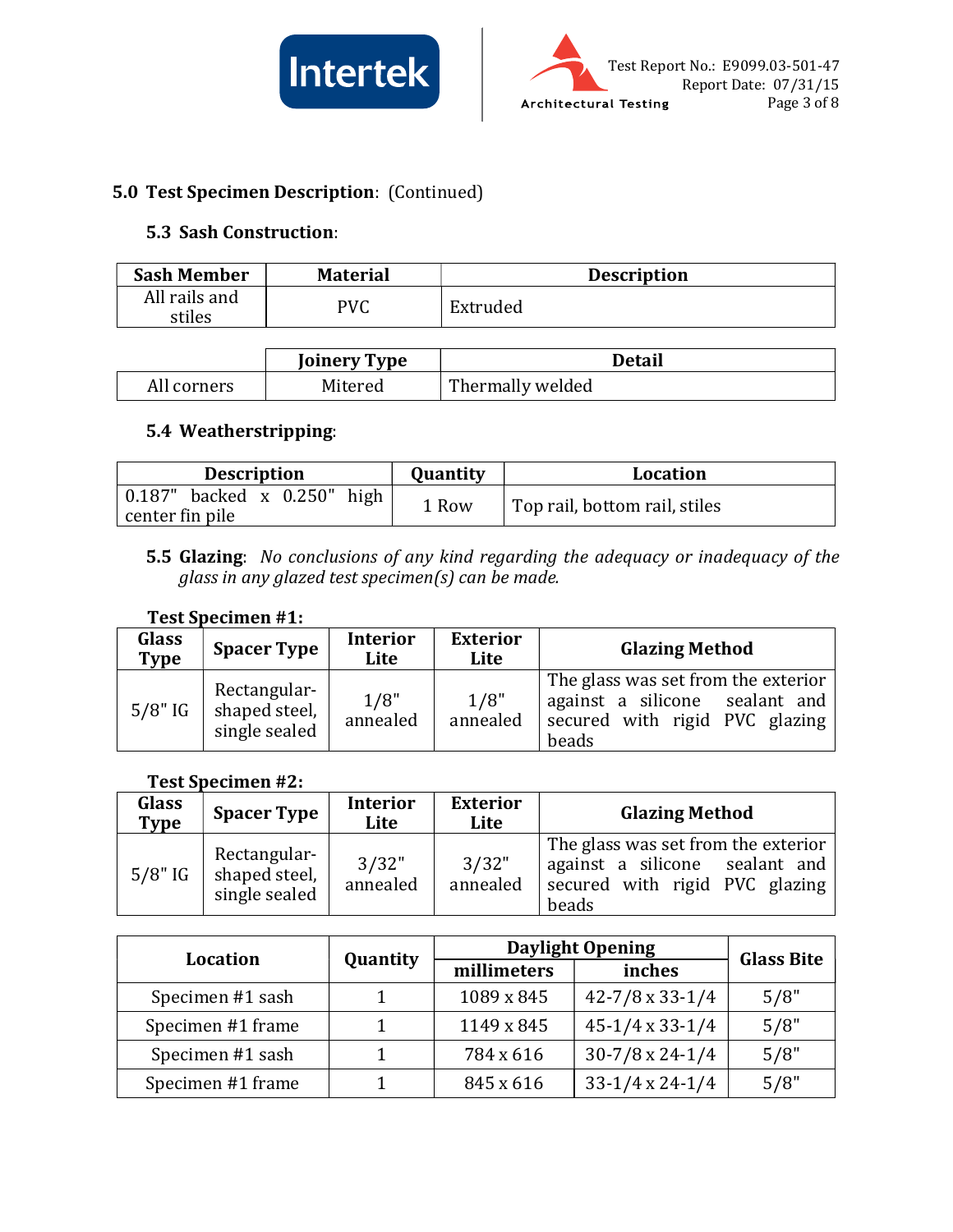## 5.0 Test Specimen Description: (Continued)

### 5.3 Sash Construction:

| Sash Member | Material | Description |
|---|---|---|
| All rails and stiles | PVC | Extruded |

| | Joinery Type | Detail |
|---|---|---|
| All corners | Mitered | Thermally welded |

### 5.4 Weatherstripping:

| Description | Quantity | Location |
|---|---|---|
| 0.187" backed x 0.250" high center fin pile | 1 Row | Top rail, bottom rail, stiles |

### 5.5 Glazing: *No conclusions of any kind regarding the adequacy or inadequacy of the glass in any glazed test specimen(s) can be made.*

**Test Specimen #1:**

| Glass Type | Spacer Type | Interior Lite | Exterior Lite | Glazing Method |
|---|---|---|---|---|
| 5/8" IG | Rectangular-shaped steel, single sealed | 1/8" annealed | 1/8" annealed | The glass was set from the exterior against a silicone sealant and secured with rigid PVC glazing beads |

**Test Specimen #2:**

| Glass Type | Spacer Type | Interior Lite | Exterior Lite | Glazing Method |
|---|---|---|---|---|
| 5/8" IG | Rectangular-shaped steel, single sealed | 3/32" annealed | 3/32" annealed | The glass was set from the exterior against a silicone sealant and secured with rigid PVC glazing beads |

| Location | Quantity | Daylight Opening | | Glass Bite |
|---|---|---|---|---|
| | | millimeters | inches | |
| Specimen #1 sash | 1 | 1089 x 845 | 42-7/8 x 33-1/4 | 5/8" |
| Specimen #1 frame | 1 | 1149 x 845 | 45-1/4 x 33-1/4 | 5/8" |
| Specimen #1 sash | 1 | 784 x 616 | 30-7/8 x 24-1/4 | 5/8" |
| Specimen #1 frame | 1 | 845 x 616 | 33-1/4 x 24-1/4 | 5/8" |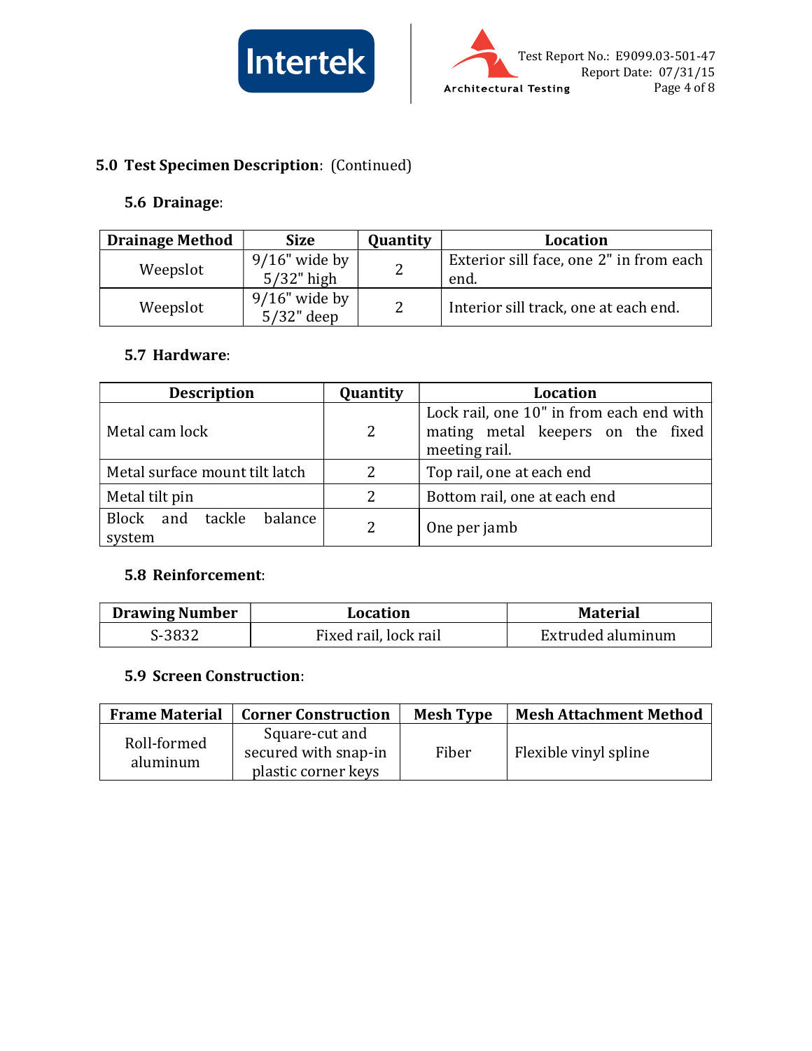## 5.0 Test Specimen Description: (Continued)

### 5.6 Drainage:

| Drainage Method | Size | Quantity | Location |
|---|---|---|---|
| Weepslot | 9/16" wide by 5/32" high | 2 | Exterior sill face, one 2" in from each end. |
| Weepslot | 9/16" wide by 5/32" deep | 2 | Interior sill track, one at each end. |

### 5.7 Hardware:

| Description | Quantity | Location |
|---|---|---|
| Metal cam lock | 2 | Lock rail, one 10" in from each end with mating metal keepers on the fixed meeting rail. |
| Metal surface mount tilt latch | 2 | Top rail, one at each end |
| Metal tilt pin | 2 | Bottom rail, one at each end |
| Block and tackle balance system | 2 | One per jamb |

### 5.8 Reinforcement:

| Drawing Number | Location | Material |
|---|---|---|
| S-3832 | Fixed rail, lock rail | Extruded aluminum |

### 5.9 Screen Construction:

| Frame Material | Corner Construction | Mesh Type | Mesh Attachment Method |
|---|---|---|---|
| Roll-formed aluminum | Square-cut and secured with snap-in plastic corner keys | Fiber | Flexible vinyl spline |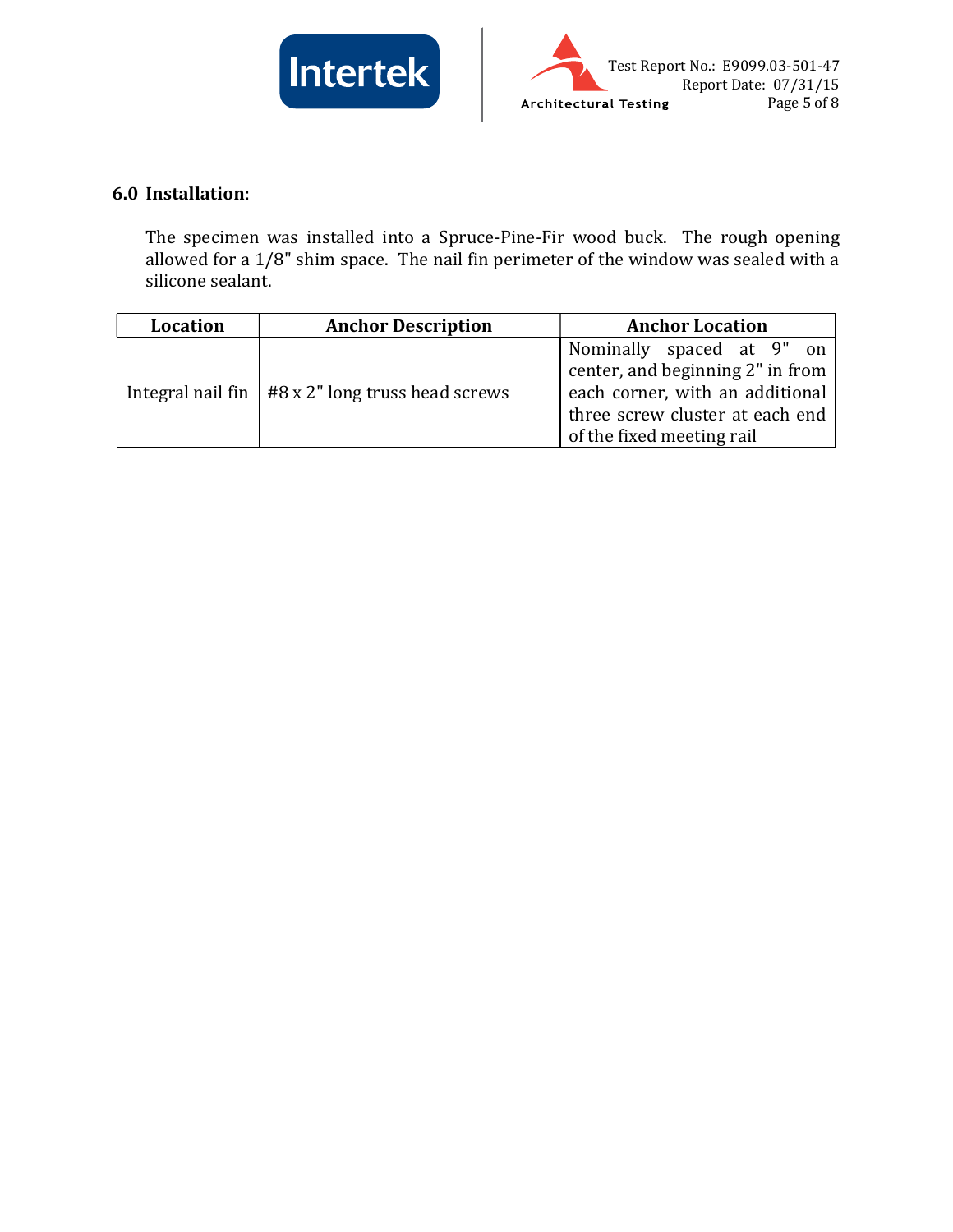## 6.0 Installation:

The specimen was installed into a Spruce-Pine-Fir wood buck. The rough opening allowed for a 1/8" shim space. The nail fin perimeter of the window was sealed with a silicone sealant.

| Location | Anchor Description | Anchor Location |
|---|---|---|
| Integral nail fin | #8 x 2" long truss head screws | Nominally spaced at 9" on center, and beginning 2" in from each corner, with an additional three screw cluster at each end of the fixed meeting rail |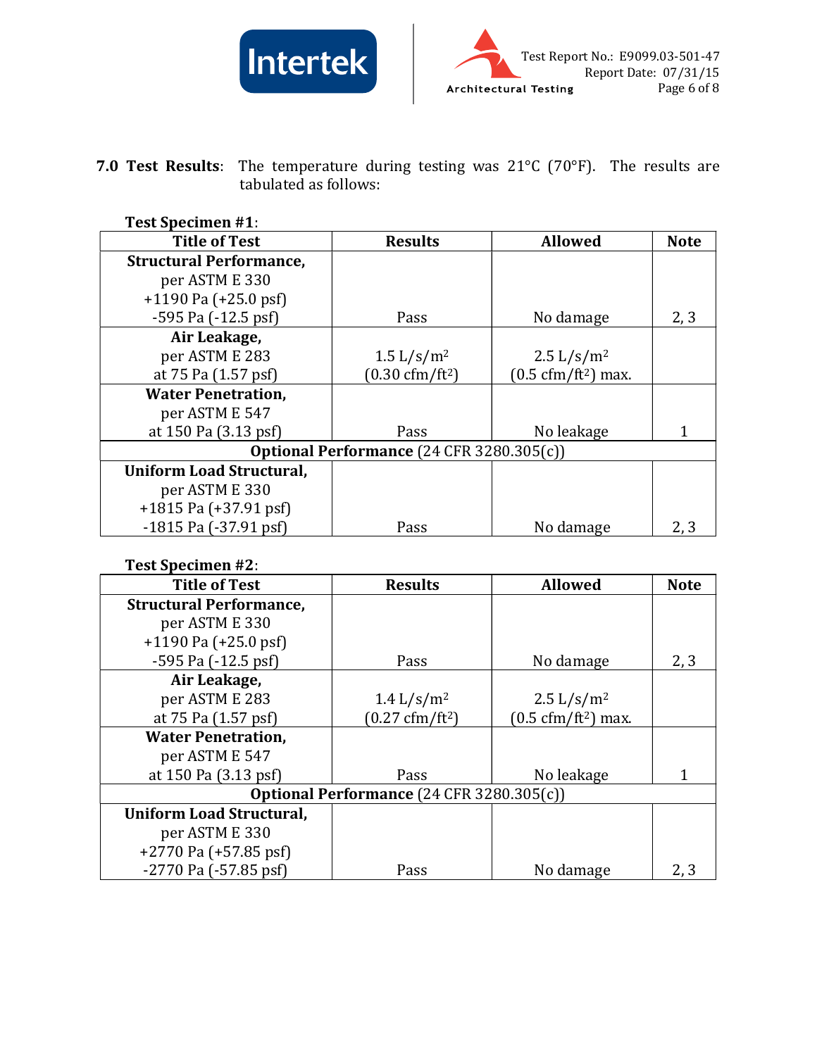**7.0 Test Results**: The temperature during testing was 21°C (70°F). The results are tabulated as follows:

**Test Specimen #1**:

| Title of Test | Results | Allowed | Note |
|---|---|---|---|
| **Structural Performance,** per ASTM E 330 +1190 Pa (+25.0 psf) -595 Pa (-12.5 psf) | Pass | No damage | 2, 3 |
| **Air Leakage,** per ASTM E 283 at 75 Pa (1.57 psf) | 1.5 L/s/m$^2$ (0.30 cfm/ft$^2$) | 2.5 L/s/m$^2$ (0.5 cfm/ft$^2$) max. | |
| **Water Penetration,** per ASTM E 547 at 150 Pa (3.13 psf) | Pass | No leakage | 1 |
| **Optional Performance** (24 CFR 3280.305(c)) | | | |
| **Uniform Load Structural,** per ASTM E 330 +1815 Pa (+37.91 psf) -1815 Pa (-37.91 psf) | Pass | No damage | 2, 3 |

**Test Specimen #2**:

| Title of Test | Results | Allowed | Note |
|---|---|---|---|
| **Structural Performance,** per ASTM E 330 +1190 Pa (+25.0 psf) -595 Pa (-12.5 psf) | Pass | No damage | 2, 3 |
| **Air Leakage,** per ASTM E 283 at 75 Pa (1.57 psf) | 1.4 L/s/m$^2$ (0.27 cfm/ft$^2$) | 2.5 L/s/m$^2$ (0.5 cfm/ft$^2$) max. | |
| **Water Penetration,** per ASTM E 547 at 150 Pa (3.13 psf) | Pass | No leakage | 1 |
| **Optional Performance** (24 CFR 3280.305(c)) | | | |
| **Uniform Load Structural,** per ASTM E 330 +2770 Pa (+57.85 psf) -2770 Pa (-57.85 psf) | Pass | No damage | 2, 3 |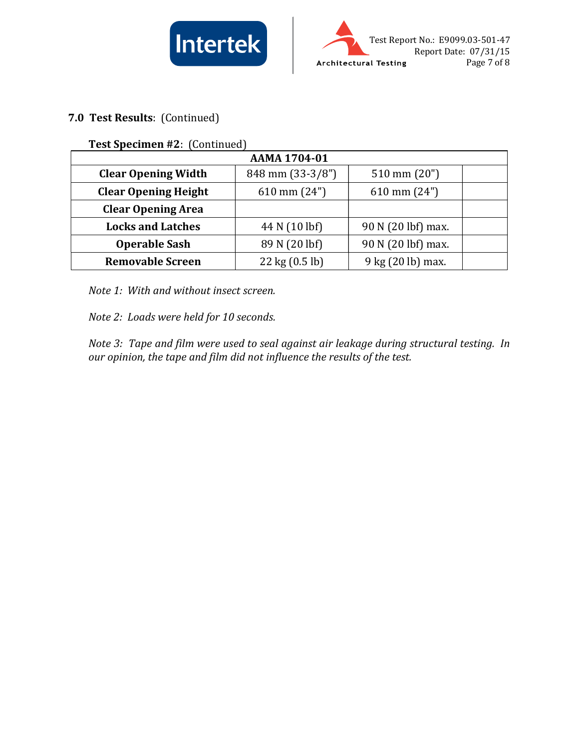## 7.0 **Test Results**: (Continued)

**Test Specimen #2**: (Continued)

| AAMA 1704-01 | | | |
|---|---|---|---|
| **Clear Opening Width** | 848 mm (33-3/8") | 510 mm (20") | |
| **Clear Opening Height** | 610 mm (24") | 610 mm (24") | |
| **Clear Opening Area** | | | |
| **Locks and Latches** | 44 N (10 lbf) | 90 N (20 lbf) max. | |
| **Operable Sash** | 89 N (20 lbf) | 90 N (20 lbf) max. | |
| **Removable Screen** | 22 kg (0.5 lb) | 9 kg (20 lb) max. | |

*Note 1: With and without insect screen.*

*Note 2: Loads were held for 10 seconds.*

*Note 3: Tape and film were used to seal against air leakage during structural testing. In our opinion, the tape and film did not influence the results of the test.*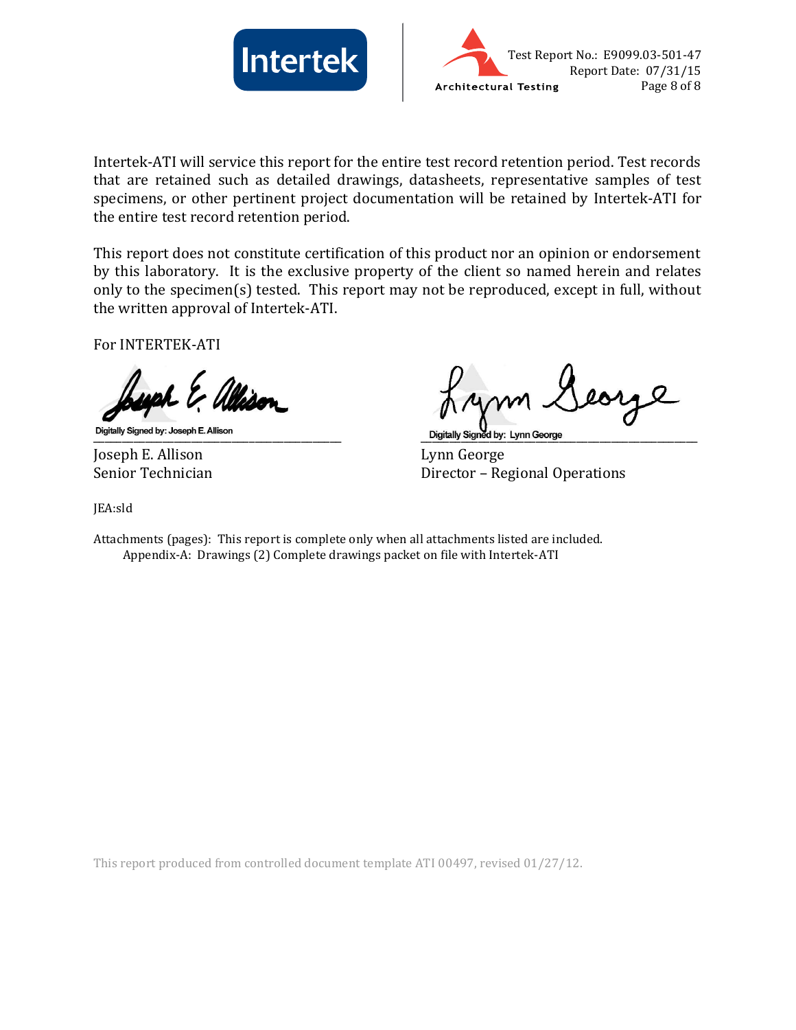Intertek-ATI will service this report for the entire test record retention period. Test records that are retained such as detailed drawings, datasheets, representative samples of test specimens, or other pertinent project documentation will be retained by Intertek-ATI for the entire test record retention period.

This report does not constitute certification of this product nor an opinion or endorsement by this laboratory. It is the exclusive property of the client so named herein and relates only to the specimen(s) tested. This report may not be reproduced, except in full, without the written approval of Intertek-ATI.

For INTERTEK-ATI

Digitally Signed by: Joseph E. Allison

Joseph E. Allison
Senior Technician

Digitally Signed by: Lynn George

Lynn George
Director – Regional Operations

JEA:sld

Attachments (pages): This report is complete only when all attachments listed are included.
Appendix-A: Drawings (2) Complete drawings packet on file with Intertek-ATI

This report produced from controlled document template ATI 00497, revised 01/27/12.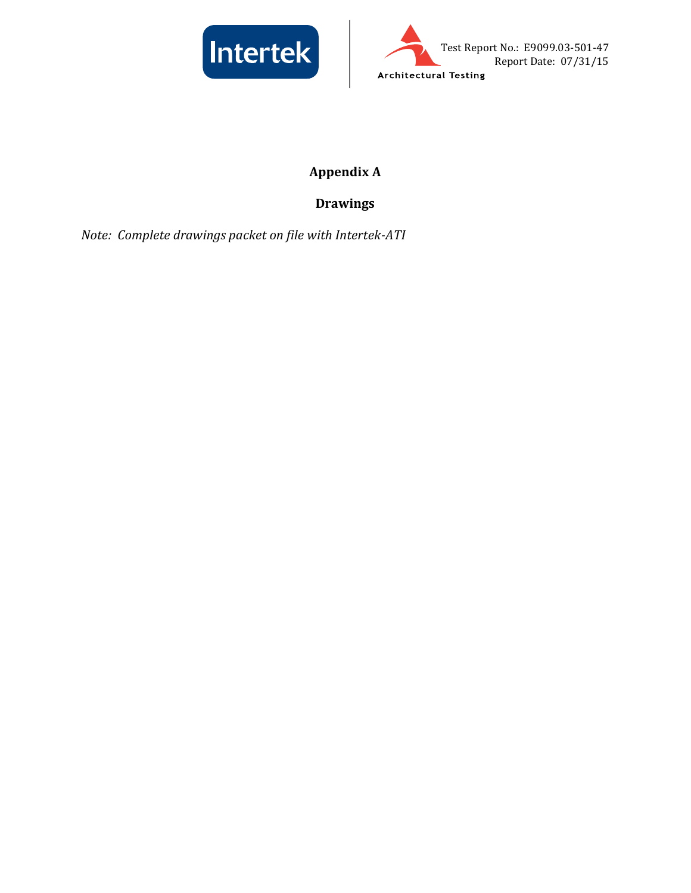# Appendix A

## Drawings

*Note: Complete drawings packet on file with Intertek-ATI*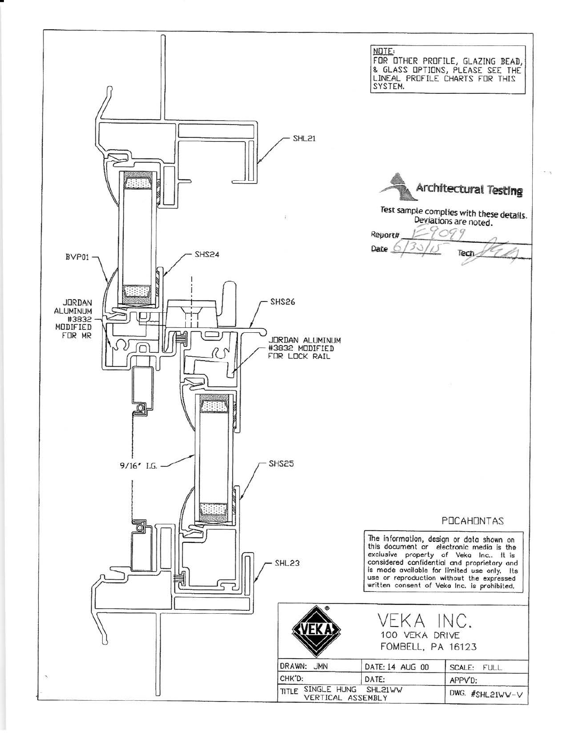NOTE:
FOR OTHER PROFILE, GLAZING BEAD, & GLASS OPTIONS, PLEASE SEE THE LINEAL PROFILE CHARTS FOR THIS SYSTEM.

SHL21

**Architectural Testing**

Test sample complies with these details. Deviations are noted.

Report# E9099

Date 6/30/15 Tech

BVP01

SHS24

JORDAN ALUMINUM #3832 MODIFIED FOR MR

SHS26

JORDAN ALUMINUM #3832 MODIFIED FOR LOCK RAIL

9/16" I.G.

SHS25

POCAHONTAS

SHL23

The information, design or data shown on this document or electronic media is the exclusive property of Veka Inc.. It is considered confidential and proprietary and is made available for limited use only. Its use or reproduction without the expressed written consent of Veka Inc. is prohibited.

VEKA INC.
100 VEKA DRIVE
FOMBELL, PA 16123

| DRAWN: JMN | DATE: 14 AUG 00 | SCALE: FULL |
|---|---|---|
| CHK'D: | DATE: | APPV'D: |
| TITLE SINGLE HUNG SHL21WW VERTICAL ASSEMBLY | | DWG. #SHL21WW-V |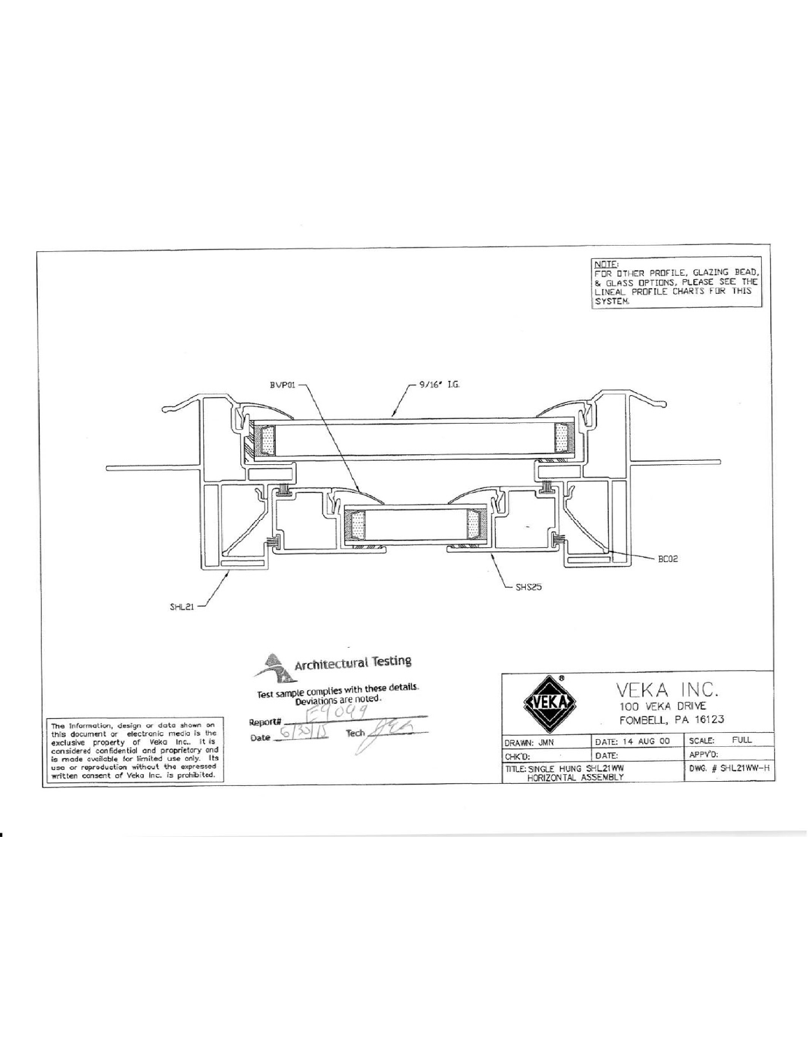NOTE:
FOR OTHER PROFILE, GLAZING BEAD, & GLASS OPTIONS, PLEASE SEE THE LINEAL PROFILE CHARTS FOR THIS SYSTEM.

BVP01

9/16" I.G.

BC02

SHS25

SHL21

Architectural Testing

Test sample complies with these details. Deviations are noted.

Report# E9099

Date 6/30/15 Tech

The information, design or data shown on this document or electronic media is the exclusive property of Veka Inc.. It is considered confidential and proprietary and is made available for limited use only. Its use or reproduction without the expressed written consent of Veka Inc. is prohibited.

VEKA INC.
100 VEKA DRIVE
FOMBELL, PA 16123

| | | |
|---|---|---|
| DRAWN: JMN | DATE: 14 AUG 00 | SCALE: FULL |
| CHK'D: | DATE: | APPV'D: |
| TITLE: SINGLE HUNG SHL21WW HORIZONTAL ASSEMBLY | | DWG. # SHL21WW-H |